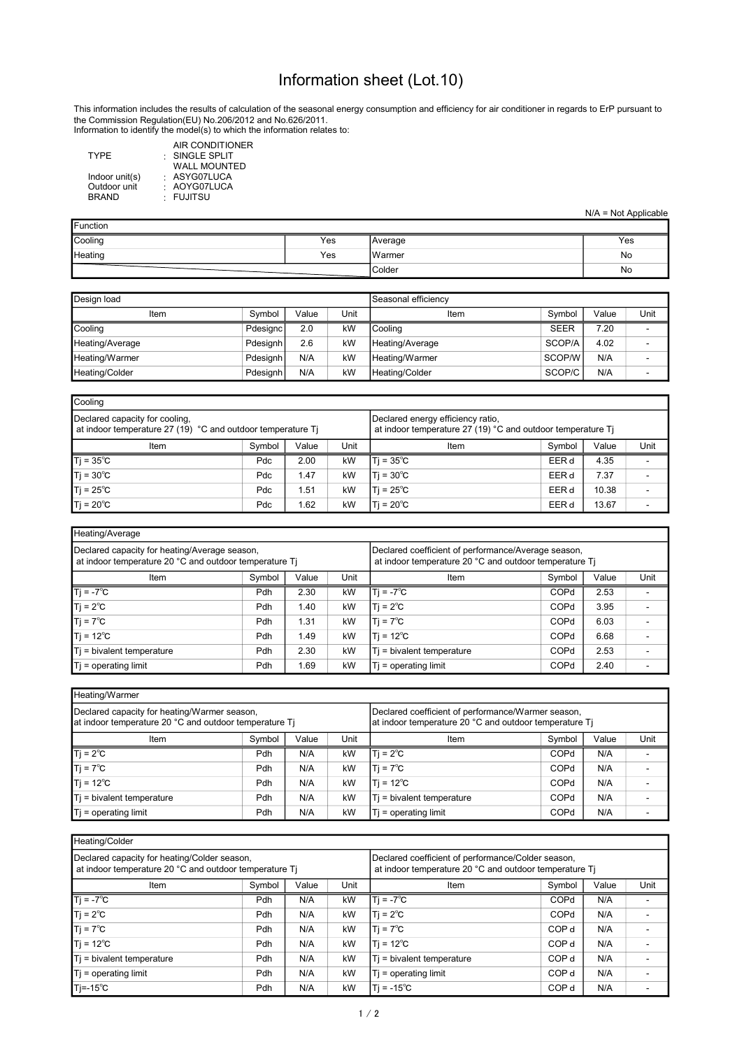# Information sheet (Lot.10)

This information includes the results of calculation of the seasonal energy consumption and efficiency for air conditioner in regards to ErP pursuant to the Commission Regulation(EU) No.206/2012 and No.626/2011.
Information to identify the model(s) to which the information relates to:

| | | |
|---|---|---|
| TYPE | : | AIR CONDITIONER SINGLE SPLIT WALL MOUNTED |
| Indoor unit(s) | : | ASYG07LUCA |
| Outdoor unit | : | AOYG07LUCA |
| BRAND | : | FUJITSU |

N/A = Not Applicable

| Function | | | |
|---|---|---|---|
| Cooling | Yes | Average | Yes |
| Heating | Yes | Warmer | No |
| | | Colder | No |

| Design load | | | | Seasonal efficiency | | | |
|---|---|---|---|---|---|---|---|
| Item | Symbol | Value | Unit | Item | Symbol | Value | Unit |
| Cooling | Pdesignc | 2.0 | kW | Cooling | SEER | 7.20 | - |
| Heating/Average | Pdesignh | 2.6 | kW | Heating/Average | SCOP/A | 4.02 | - |
| Heating/Warmer | Pdesignh | N/A | kW | Heating/Warmer | SCOP/W | N/A | - |
| Heating/Colder | Pdesignh | N/A | kW | Heating/Colder | SCOP/C | N/A | - |

**Cooling**

| Declared capacity for cooling, at indoor temperature 27 (19) °C and outdoor temperature Tj | | | | Declared energy efficiency ratio, at indoor temperature 27 (19) °C and outdoor temperature Tj | | | |
|---|---|---|---|---|---|---|---|
| Item | Symbol | Value | Unit | Item | Symbol | Value | Unit |
| Tj = 35℃ | Pdc | 2.00 | kW | Tj = 35℃ | EER d | 4.35 | - |
| Tj = 30℃ | Pdc | 1.47 | kW | Tj = 30℃ | EER d | 7.37 | - |
| Tj = 25℃ | Pdc | 1.51 | kW | Tj = 25℃ | EER d | 10.38 | - |
| Tj = 20℃ | Pdc | 1.62 | kW | Tj = 20℃ | EER d | 13.67 | - |

**Heating/Average**

| Declared capacity for heating/Average season, at indoor temperature 20 °C and outdoor temperature Tj | | | | Declared coefficient of performance/Average season, at indoor temperature 20 °C and outdoor temperature Tj | | | |
|---|---|---|---|---|---|---|---|
| Item | Symbol | Value | Unit | Item | Symbol | Value | Unit |
| Tj = -7℃ | Pdh | 2.30 | kW | Tj = -7℃ | COPd | 2.53 | - |
| Tj = 2℃ | Pdh | 1.40 | kW | Tj = 2℃ | COPd | 3.95 | - |
| Tj = 7℃ | Pdh | 1.31 | kW | Tj = 7℃ | COPd | 6.03 | - |
| Tj = 12℃ | Pdh | 1.49 | kW | Tj = 12℃ | COPd | 6.68 | - |
| Tj = bivalent temperature | Pdh | 2.30 | kW | Tj = bivalent temperature | COPd | 2.53 | - |
| Tj = operating limit | Pdh | 1.69 | kW | Tj = operating limit | COPd | 2.40 | - |

**Heating/Warmer**

| Declared capacity for heating/Warmer season, at indoor temperature 20 °C and outdoor temperature Tj | | | | Declared coefficient of performance/Warmer season, at indoor temperature 20 °C and outdoor temperature Tj | | | |
|---|---|---|---|---|---|---|---|
| Item | Symbol | Value | Unit | Item | Symbol | Value | Unit |
| Tj = 2℃ | Pdh | N/A | kW | Tj = 2℃ | COPd | N/A | - |
| Tj = 7℃ | Pdh | N/A | kW | Tj = 7℃ | COPd | N/A | - |
| Tj = 12℃ | Pdh | N/A | kW | Tj = 12℃ | COPd | N/A | - |
| Tj = bivalent temperature | Pdh | N/A | kW | Tj = bivalent temperature | COPd | N/A | - |
| Tj = operating limit | Pdh | N/A | kW | Tj = operating limit | COPd | N/A | - |

**Heating/Colder**

| Declared capacity for heating/Colder season, at indoor temperature 20 °C and outdoor temperature Tj | | | | Declared coefficient of performance/Colder season, at indoor temperature 20 °C and outdoor temperature Tj | | | |
|---|---|---|---|---|---|---|---|
| Item | Symbol | Value | Unit | Item | Symbol | Value | Unit |
| Tj = -7℃ | Pdh | N/A | kW | Tj = -7℃ | COPd | N/A | - |
| Tj = 2℃ | Pdh | N/A | kW | Tj = 2℃ | COPd | N/A | - |
| Tj = 7℃ | Pdh | N/A | kW | Tj = 7℃ | COP d | N/A | - |
| Tj = 12℃ | Pdh | N/A | kW | Tj = 12℃ | COP d | N/A | - |
| Tj = bivalent temperature | Pdh | N/A | kW | Tj = bivalent temperature | COP d | N/A | - |
| Tj = operating limit | Pdh | N/A | kW | Tj = operating limit | COP d | N/A | - |
| Tj=-15℃ | Pdh | N/A | kW | Tj = -15℃ | COP d | N/A | - |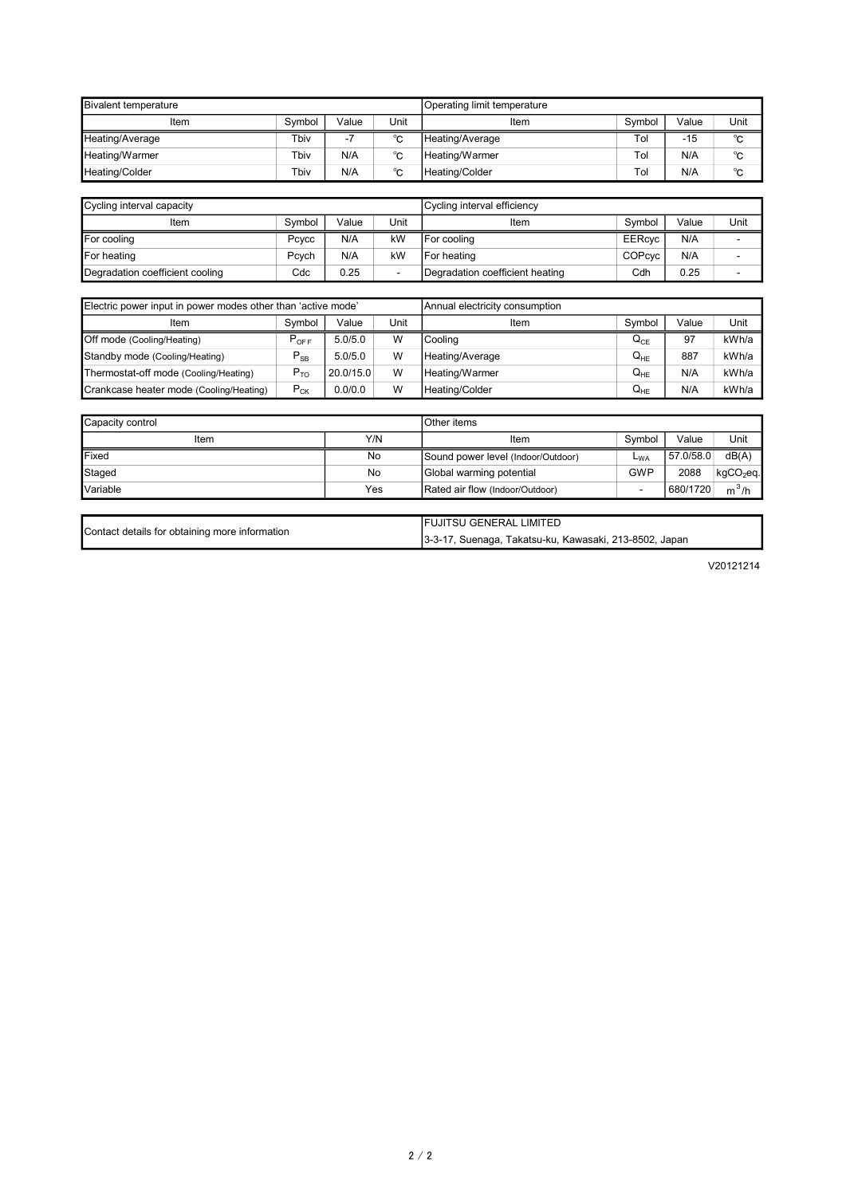| Bivalent temperature | | | | Operating limit temperature | | | |
|---|---|---|---|---|---|---|---|
| Item | Symbol | Value | Unit | Item | Symbol | Value | Unit |
| Heating/Average | Tbiv | -7 | ℃ | Heating/Average | Tol | -15 | ℃ |
| Heating/Warmer | Tbiv | N/A | ℃ | Heating/Warmer | Tol | N/A | ℃ |
| Heating/Colder | Tbiv | N/A | ℃ | Heating/Colder | Tol | N/A | ℃ |

| Cycling interval capacity | | | | Cycling interval efficiency | | | |
|---|---|---|---|---|---|---|---|
| Item | Symbol | Value | Unit | Item | Symbol | Value | Unit |
| For cooling | Pcycc | N/A | kW | For cooling | EERcyc | N/A | - |
| For heating | Pcych | N/A | kW | For heating | COPcyc | N/A | - |
| Degradation coefficient cooling | Cdc | 0.25 | - | Degradation coefficient heating | Cdh | 0.25 | - |

| Electric power input in power modes other than 'active mode' | | | | Annual electricity consumption | | | |
|---|---|---|---|---|---|---|---|
| Item | Symbol | Value | Unit | Item | Symbol | Value | Unit |
| Off mode (Cooling/Heating) | $P_{OFF}$ | 5.0/5.0 | W | Cooling | $Q_{CE}$ | 97 | kWh/a |
| Standby mode (Cooling/Heating) | $P_{SB}$ | 5.0/5.0 | W | Heating/Average | $Q_{HE}$ | 887 | kWh/a |
| Thermostat-off mode (Cooling/Heating) | $P_{TO}$ | 20.0/15.0 | W | Heating/Warmer | $Q_{HE}$ | N/A | kWh/a |
| Crankcase heater mode (Cooling/Heating) | $P_{CK}$ | 0.0/0.0 | W | Heating/Colder | $Q_{HE}$ | N/A | kWh/a |

| Capacity control | | Other items | | | |
|---|---|---|---|---|---|
| Item | Y/N | Item | Symbol | Value | Unit |
| Fixed | No | Sound power level (Indoor/Outdoor) | $L_{WA}$ | 57.0/58.0 | dB(A) |
| Staged | No | Global warming potential | GWP | 2088 | $kgCO_2eq.$ |
| Variable | Yes | Rated air flow (Indoor/Outdoor) | - | 680/1720 | $m^3/h$ |

| | |
|---|---|
| Contact details for obtaining more information | FUJITSU GENERAL LIMITED<br>3-3-17, Suenaga, Takatsu-ku, Kawasaki, 213-8502, Japan |

V20121214